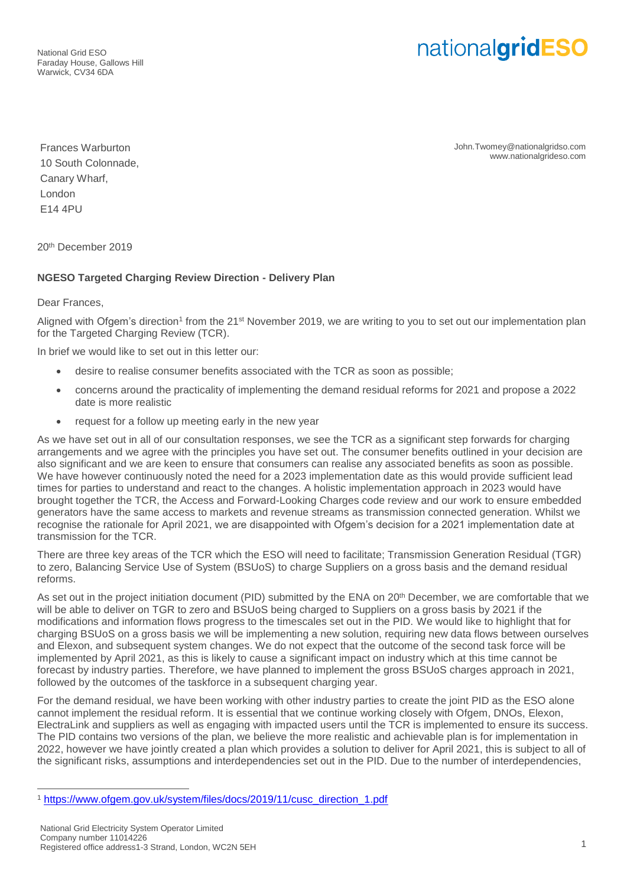National Grid ESO
Faraday House, Gallows Hill
Warwick, CV34 6DA

nationalgridESO

John.Twomey@nationalgridso.com
www.nationalgrideso.com

Frances Warburton
10 South Colonnade,
Canary Wharf,
London
E14 4PU

20th December 2019

**NGESO Targeted Charging Review Direction - Delivery Plan**

Dear Frances,

Aligned with Ofgem's direction[1] from the 21st November 2019, we are writing to you to set out our implementation plan for the Targeted Charging Review (TCR).

In brief we would like to set out in this letter our:

- desire to realise consumer benefits associated with the TCR as soon as possible;
- concerns around the practicality of implementing the demand residual reforms for 2021 and propose a 2022 date is more realistic
- request for a follow up meeting early in the new year

As we have set out in all of our consultation responses, we see the TCR as a significant step forwards for charging arrangements and we agree with the principles you have set out. The consumer benefits outlined in your decision are also significant and we are keen to ensure that consumers can realise any associated benefits as soon as possible. We have however continuously noted the need for a 2023 implementation date as this would provide sufficient lead times for parties to understand and react to the changes. A holistic implementation approach in 2023 would have brought together the TCR, the Access and Forward-Looking Charges code review and our work to ensure embedded generators have the same access to markets and revenue streams as transmission connected generation. Whilst we recognise the rationale for April 2021, we are disappointed with Ofgem's decision for a 2021 implementation date at transmission for the TCR.

There are three key areas of the TCR which the ESO will need to facilitate; Transmission Generation Residual (TGR) to zero, Balancing Service Use of System (BSUoS) to charge Suppliers on a gross basis and the demand residual reforms.

As set out in the project initiation document (PID) submitted by the ENA on 20th December, we are comfortable that we will be able to deliver on TGR to zero and BSUoS being charged to Suppliers on a gross basis by 2021 if the modifications and information flows progress to the timescales set out in the PID. We would like to highlight that for charging BSUoS on a gross basis we will be implementing a new solution, requiring new data flows between ourselves and Elexon, and subsequent system changes. We do not expect that the outcome of the second task force will be implemented by April 2021, as this is likely to cause a significant impact on industry which at this time cannot be forecast by industry parties. Therefore, we have planned to implement the gross BSUoS charges approach in 2021, followed by the outcomes of the taskforce in a subsequent charging year.

For the demand residual, we have been working with other industry parties to create the joint PID as the ESO alone cannot implement the residual reform. It is essential that we continue working closely with Ofgem, DNOs, Elexon, ElectraLink and suppliers as well as engaging with impacted users until the TCR is implemented to ensure its success. The PID contains two versions of the plan, we believe the more realistic and achievable plan is for implementation in 2022, however we have jointly created a plan which provides a solution to deliver for April 2021, this is subject to all of the significant risks, assumptions and interdependencies set out in the PID. Due to the number of interdependencies,

[1] https://www.ofgem.gov.uk/system/files/docs/2019/11/cusc_direction_1.pdf

National Grid Electricity System Operator Limited
Company number 11014226
Registered office address1-3 Strand, London, WC2N 5EH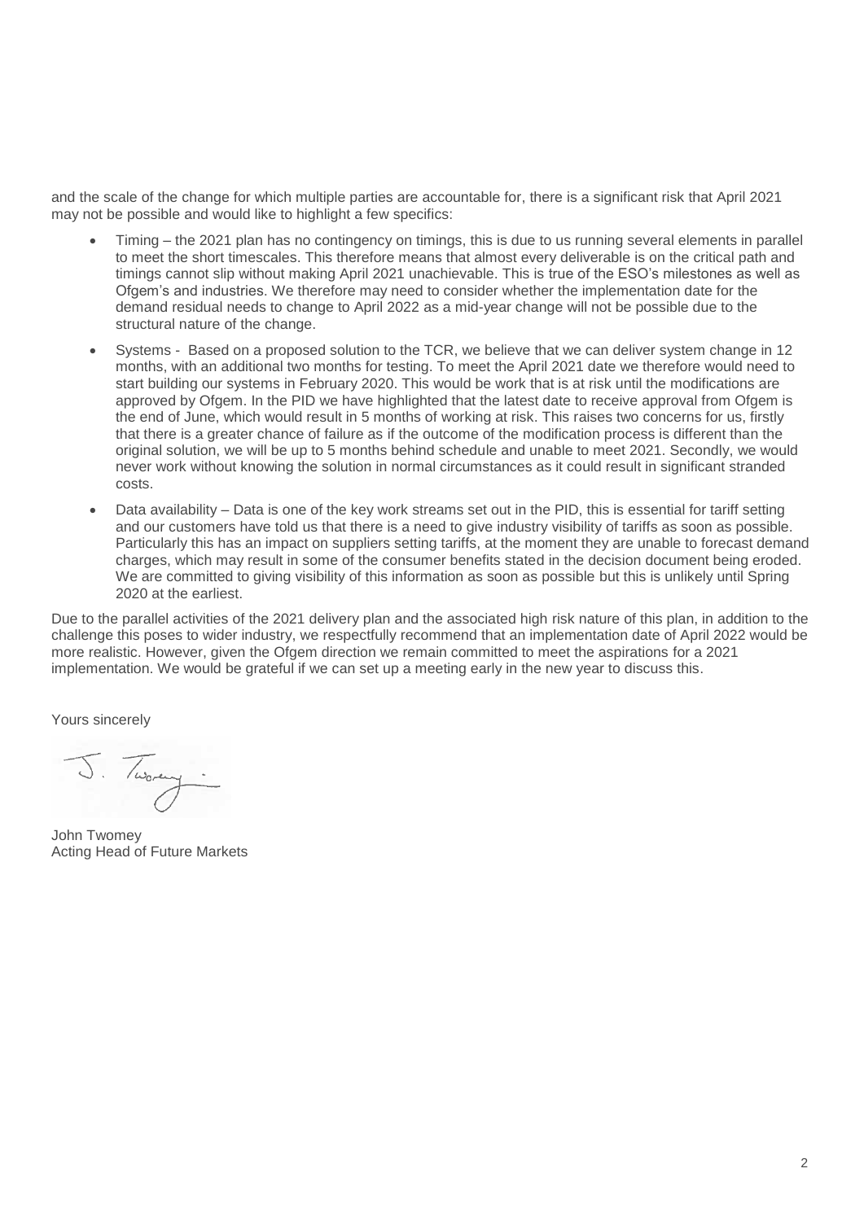and the scale of the change for which multiple parties are accountable for, there is a significant risk that April 2021 may not be possible and would like to highlight a few specifics:

- Timing – the 2021 plan has no contingency on timings, this is due to us running several elements in parallel to meet the short timescales. This therefore means that almost every deliverable is on the critical path and timings cannot slip without making April 2021 unachievable. This is true of the ESO's milestones as well as Ofgem's and industries. We therefore may need to consider whether the implementation date for the demand residual needs to change to April 2022 as a mid-year change will not be possible due to the structural nature of the change.
- Systems - Based on a proposed solution to the TCR, we believe that we can deliver system change in 12 months, with an additional two months for testing. To meet the April 2021 date we therefore would need to start building our systems in February 2020. This would be work that is at risk until the modifications are approved by Ofgem. In the PID we have highlighted that the latest date to receive approval from Ofgem is the end of June, which would result in 5 months of working at risk. This raises two concerns for us, firstly that there is a greater chance of failure as if the outcome of the modification process is different than the original solution, we will be up to 5 months behind schedule and unable to meet 2021. Secondly, we would never work without knowing the solution in normal circumstances as it could result in significant stranded costs.
- Data availability – Data is one of the key work streams set out in the PID, this is essential for tariff setting and our customers have told us that there is a need to give industry visibility of tariffs as soon as possible. Particularly this has an impact on suppliers setting tariffs, at the moment they are unable to forecast demand charges, which may result in some of the consumer benefits stated in the decision document being eroded. We are committed to giving visibility of this information as soon as possible but this is unlikely until Spring 2020 at the earliest.

Due to the parallel activities of the 2021 delivery plan and the associated high risk nature of this plan, in addition to the challenge this poses to wider industry, we respectfully recommend that an implementation date of April 2022 would be more realistic. However, given the Ofgem direction we remain committed to meet the aspirations for a 2021 implementation. We would be grateful if we can set up a meeting early in the new year to discuss this.

Yours sincerely

J. Twomey

John Twomey
Acting Head of Future Markets